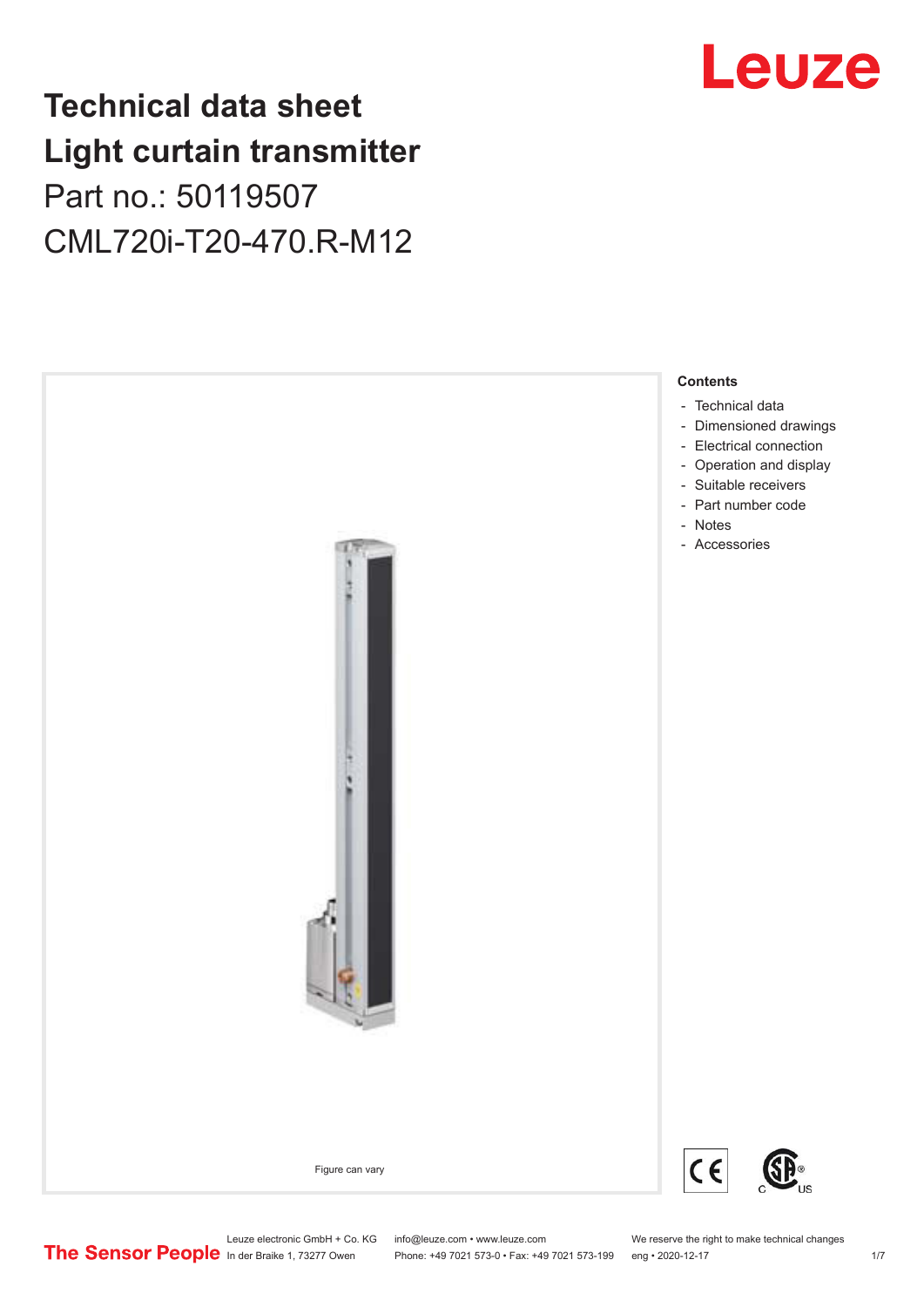# Technical data sheet
# Light curtain transmitter

Part no.: 50119507

CML720i-T20-470.R-M12

Figure can vary

**Contents**

- Technical data
- Dimensioned drawings
- Electrical connection
- Operation and display
- Suitable receivers
- Part number code
- Notes
- Accessories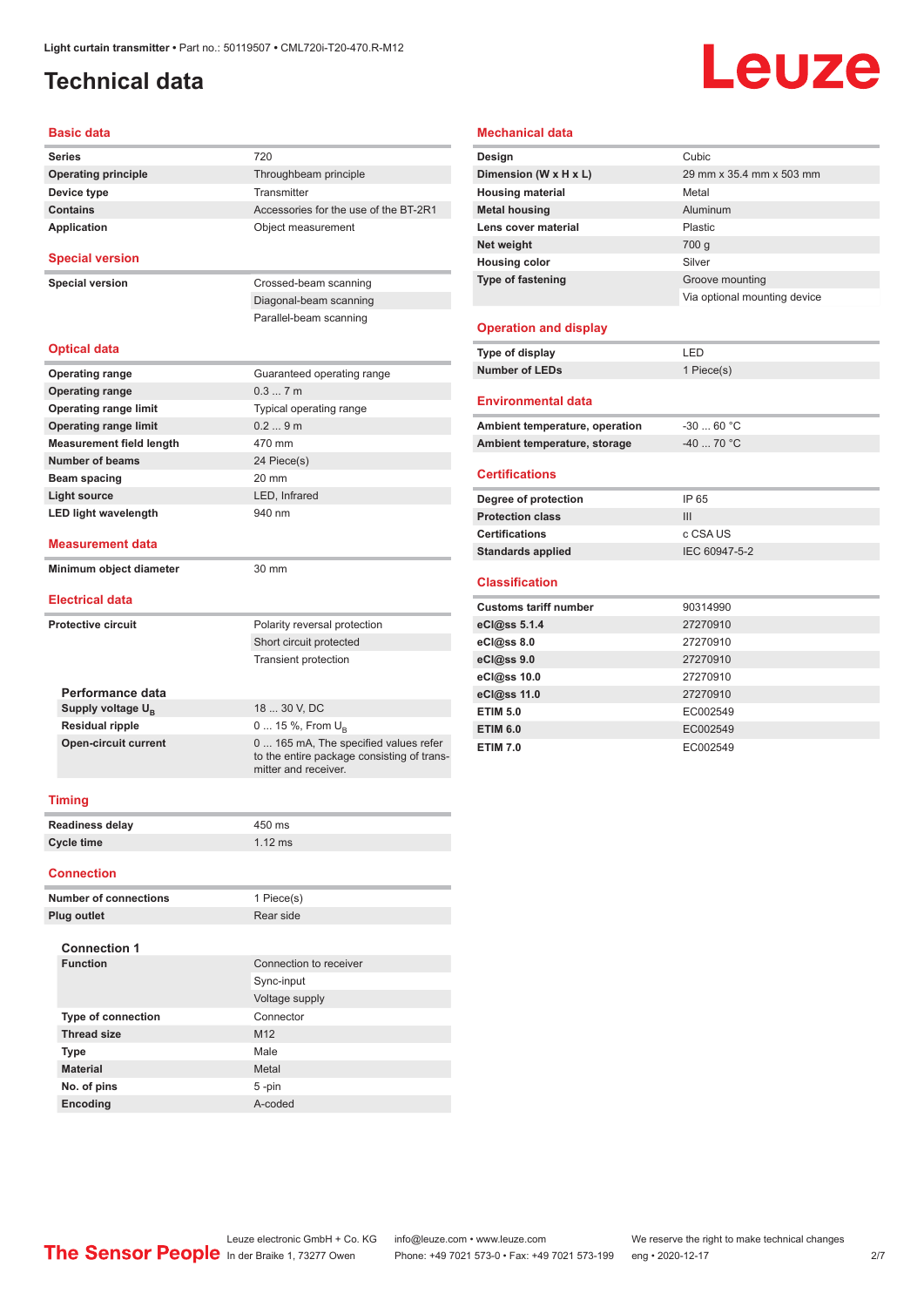# Technical data

## Basic data

| | |
|---|---|
| **Series** | 720 |
| **Operating principle** | Throughbeam principle |
| **Device type** | Transmitter |
| **Contains** | Accessories for the use of the BT-2R1 |
| **Application** | Object measurement |

## Special version

| | |
|---|---|
| **Special version** | Crossed-beam scanning |
| | Diagonal-beam scanning |
| | Parallel-beam scanning |

## Optical data

| | |
|---|---|
| **Operating range** | Guaranteed operating range |
| **Operating range** | 0.3 ... 7 m |
| **Operating range limit** | Typical operating range |
| **Operating range limit** | 0.2 ... 9 m |
| **Measurement field length** | 470 mm |
| **Number of beams** | 24 Piece(s) |
| **Beam spacing** | 20 mm |
| **Light source** | LED, Infrared |
| **LED light wavelength** | 940 nm |

## Measurement data

| | |
|---|---|
| **Minimum object diameter** | 30 mm |

## Electrical data

| | |
|---|---|
| **Protective circuit** | Polarity reversal protection |
| | Short circuit protected |
| | Transient protection |

### Performance data

| | |
|---|---|
| **Supply voltage $U_B$** | 18 ... 30 V, DC |
| **Residual ripple** | 0 ... 15 %, From $U_B$ |
| **Open-circuit current** | 0 ... 165 mA, The specified values refer to the entire package consisting of transmitter and receiver. |

## Timing

| | |
|---|---|
| **Readiness delay** | 450 ms |
| **Cycle time** | 1.12 ms |

## Connection

| | |
|---|---|
| **Number of connections** | 1 Piece(s) |
| **Plug outlet** | Rear side |

### Connection 1

| | |
|---|---|
| **Function** | Connection to receiver |
| | Sync-input |
| | Voltage supply |
| **Type of connection** | Connector |
| **Thread size** | M12 |
| **Type** | Male |
| **Material** | Metal |
| **No. of pins** | 5 -pin |
| **Encoding** | A-coded |

## Mechanical data

| | |
|---|---|
| **Design** | Cubic |
| **Dimension (W x H x L)** | 29 mm x 35.4 mm x 503 mm |
| **Housing material** | Metal |
| **Metal housing** | Aluminum |
| **Lens cover material** | Plastic |
| **Net weight** | 700 g |
| **Housing color** | Silver |
| **Type of fastening** | Groove mounting |
| | Via optional mounting device |

## Operation and display

| | |
|---|---|
| **Type of display** | LED |
| **Number of LEDs** | 1 Piece(s) |

## Environmental data

| | |
|---|---|
| **Ambient temperature, operation** | -30 ... 60 °C |
| **Ambient temperature, storage** | -40 ... 70 °C |

## Certifications

| | |
|---|---|
| **Degree of protection** | IP 65 |
| **Protection class** | III |
| **Certifications** | c CSA US |
| **Standards applied** | IEC 60947-5-2 |

## Classification

| | |
|---|---|
| **Customs tariff number** | 90314990 |
| **eCl@ss 5.1.4** | 27270910 |
| **eCl@ss 8.0** | 27270910 |
| **eCl@ss 9.0** | 27270910 |
| **eCl@ss 10.0** | 27270910 |
| **eCl@ss 11.0** | 27270910 |
| **ETIM 5.0** | EC002549 |
| **ETIM 6.0** | EC002549 |
| **ETIM 7.0** | EC002549 |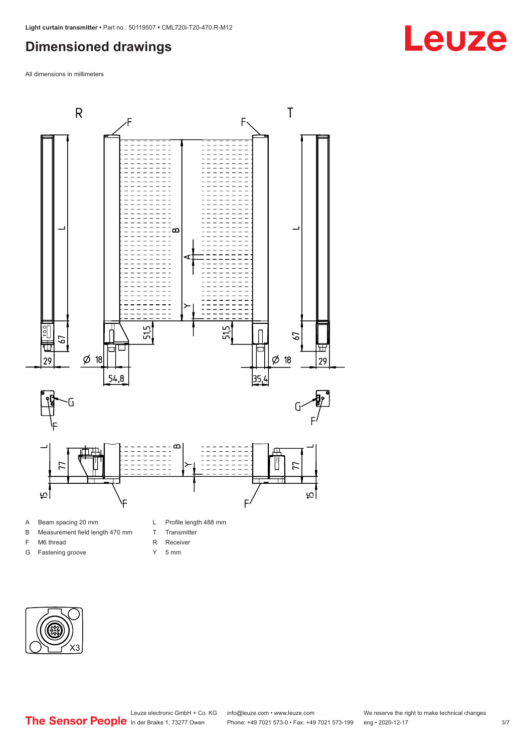# Dimensioned drawings

All dimensions in millimeters

A Beam spacing 20 mm
B Measurement field length 470 mm
F M6 thread
G Fastening groove
L Profile length 488 mm
T Transmitter
R Receiver
Y 5 mm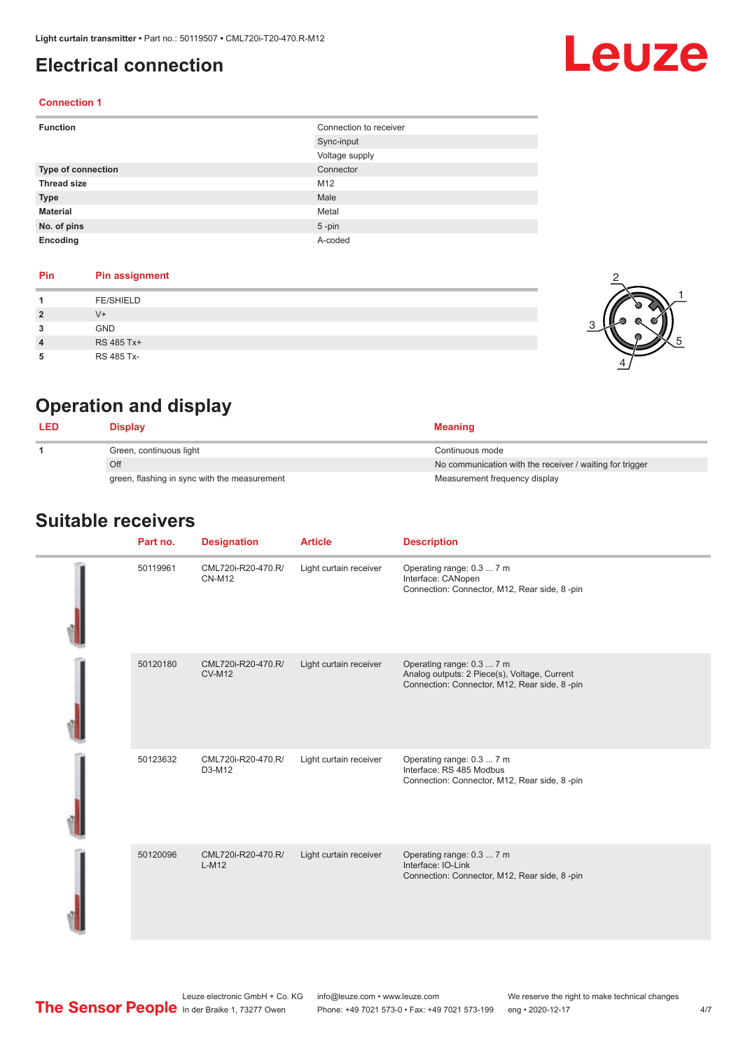# Electrical connection

### Connection 1

| | |
|---|---|
| **Function** | Connection to receiver |
| | Sync-input |
| | Voltage supply |
| **Type of connection** | Connector |
| **Thread size** | M12 |
| **Type** | Male |
| **Material** | Metal |
| **No. of pins** | 5 -pin |
| **Encoding** | A-coded |

| Pin | Pin assignment |
|---|---|
| **1** | FE/SHIELD |
| **2** | V+ |
| **3** | GND |
| **4** | RS 485 Tx+ |
| **5** | RS 485 Tx- |

# Operation and display

| LED | Display | Meaning |
|---|---|---|
| **1** | Green, continuous light | Continuous mode |
| | Off | No communication with the receiver / waiting for trigger |
| | green, flashing in sync with the measurement | Measurement frequency display |

# Suitable receivers

| Part no. | Designation | Article | Description |
|---|---|---|---|
| 50119961 | CML720i-R20-470.R/ CN-M12 | Light curtain receiver | Operating range: 0.3 ... 7 m<br>Interface: CANopen<br>Connection: Connector, M12, Rear side, 8 -pin |
| 50120180 | CML720i-R20-470.R/ CV-M12 | Light curtain receiver | Operating range: 0.3 ... 7 m<br>Analog outputs: 2 Piece(s), Voltage, Current<br>Connection: Connector, M12, Rear side, 8 -pin |
| 50123632 | CML720i-R20-470.R/ D3-M12 | Light curtain receiver | Operating range: 0.3 ... 7 m<br>Interface: RS 485 Modbus<br>Connection: Connector, M12, Rear side, 8 -pin |
| 50120096 | CML720i-R20-470.R/ L-M12 | Light curtain receiver | Operating range: 0.3 ... 7 m<br>Interface: IO-Link<br>Connection: Connector, M12, Rear side, 8 -pin |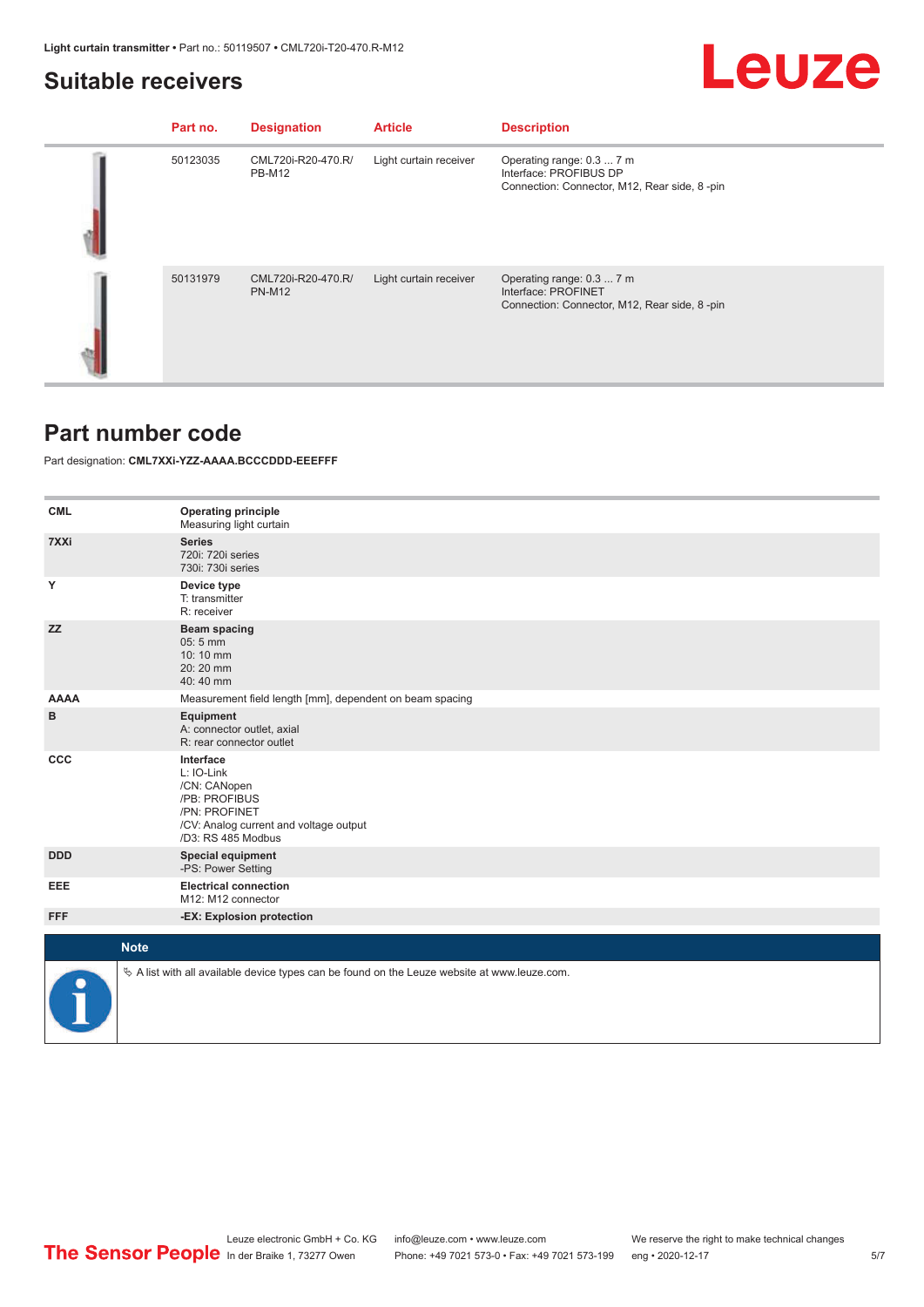## Suitable receivers

| Part no. | Designation | Article | Description |
|---|---|---|---|
| 50123035 | CML720i-R20-470.R/PB-M12 | Light curtain receiver | Operating range: 0.3 ... 7 m<br>Interface: PROFIBUS DP<br>Connection: Connector, M12, Rear side, 8 -pin |
| 50131979 | CML720i-R20-470.R/PN-M12 | Light curtain receiver | Operating range: 0.3 ... 7 m<br>Interface: PROFINET<br>Connection: Connector, M12, Rear side, 8 -pin |

## Part number code

Part designation: **CML7XXi-YZZ-AAAA.BCCCDDD-EEEFFF**

| | |
|---|---|
| **CML** | **Operating principle**<br>Measuring light curtain |
| **7XXi** | **Series**<br>720i: 720i series<br>730i: 730i series |
| **Y** | **Device type**<br>T: transmitter<br>R: receiver |
| **ZZ** | **Beam spacing**<br>05: 5 mm<br>10: 10 mm<br>20: 20 mm<br>40: 40 mm |
| **AAAA** | Measurement field length [mm], dependent on beam spacing |
| **B** | **Equipment**<br>A: connector outlet, axial<br>R: rear connector outlet |
| **CCC** | **Interface**<br>L: IO-Link<br>/CN: CANopen<br>/PB: PROFIBUS<br>/PN: PROFINET<br>/CV: Analog current and voltage output<br>/D3: RS 485 Modbus |
| **DDD** | **Special equipment**<br>-PS: Power Setting |
| **EEE** | **Electrical connection**<br>M12: M12 connector |
| **FFF** | **-EX: Explosion protection** |

**Note**

↳ A list with all available device types can be found on the Leuze website at www.leuze.com.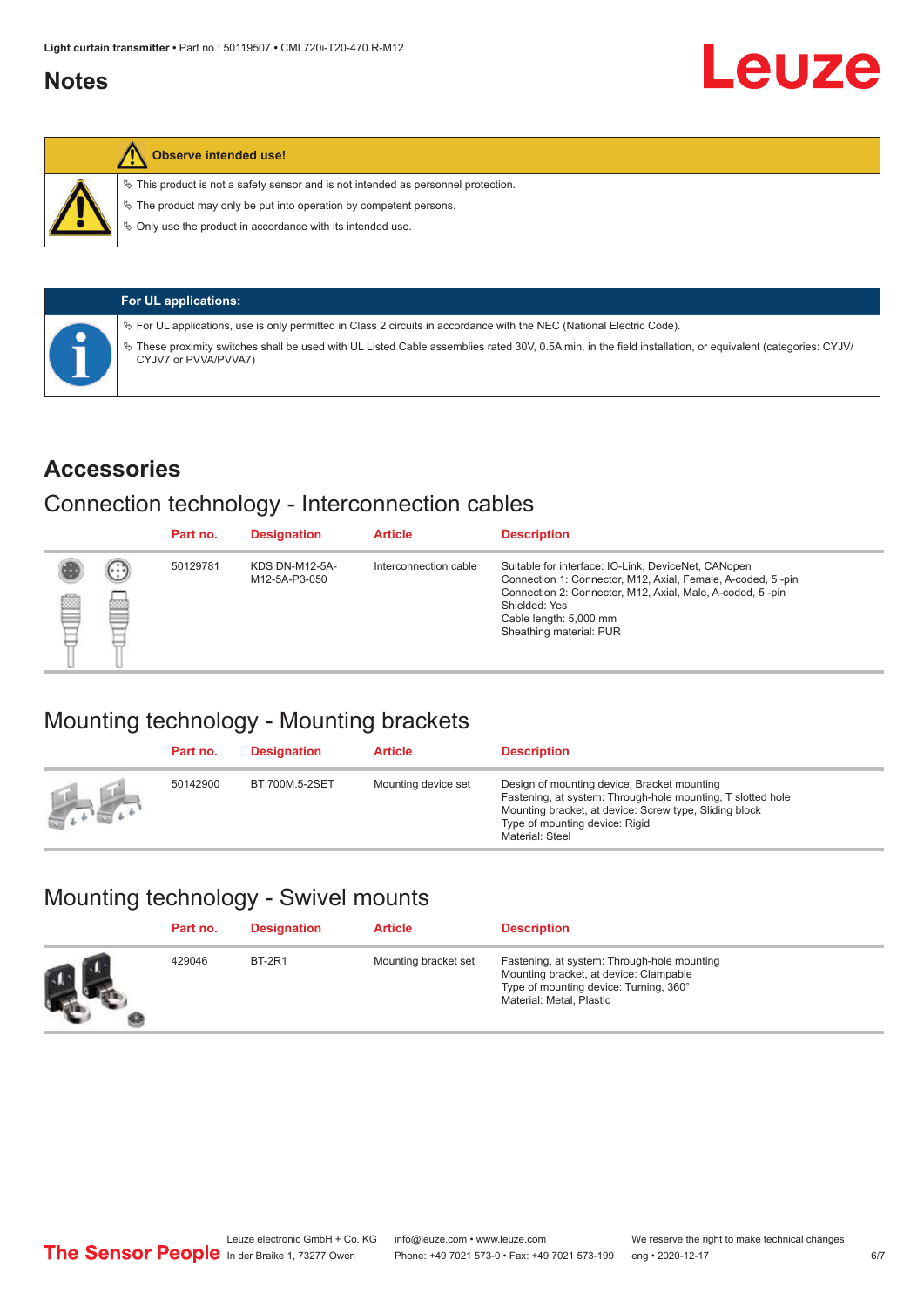## Notes

**Observe intended use!**

- This product is not a safety sensor and is not intended as personnel protection.
- The product may only be put into operation by competent persons.
- Only use the product in accordance with its intended use.

**For UL applications:**

- For UL applications, use is only permitted in Class 2 circuits in accordance with the NEC (National Electric Code).
- These proximity switches shall be used with UL Listed Cable assemblies rated 30V, 0.5A min, in the field installation, or equivalent (categories: CYJV/CYJV7 or PVVA/PVVA7)

## Accessories

### Connection technology - Interconnection cables

| Part no. | Designation | Article | Description |
|---|---|---|---|
| 50129781 | KDS DN-M12-5A-M12-5A-P3-050 | Interconnection cable | Suitable for interface: IO-Link, DeviceNet, CANopen<br>Connection 1: Connector, M12, Axial, Female, A-coded, 5 -pin<br>Connection 2: Connector, M12, Axial, Male, A-coded, 5 -pin<br>Shielded: Yes<br>Cable length: 5,000 mm<br>Sheathing material: PUR |

### Mounting technology - Mounting brackets

| Part no. | Designation | Article | Description |
|---|---|---|---|
| 50142900 | BT 700M.5-2SET | Mounting device set | Design of mounting device: Bracket mounting<br>Fastening, at system: Through-hole mounting, T slotted hole<br>Mounting bracket, at device: Screw type, Sliding block<br>Type of mounting device: Rigid<br>Material: Steel |

### Mounting technology - Swivel mounts

| Part no. | Designation | Article | Description |
|---|---|---|---|
| 429046 | BT-2R1 | Mounting bracket set | Fastening, at system: Through-hole mounting<br>Mounting bracket, at device: Clampable<br>Type of mounting device: Turning, 360°<br>Material: Metal, Plastic |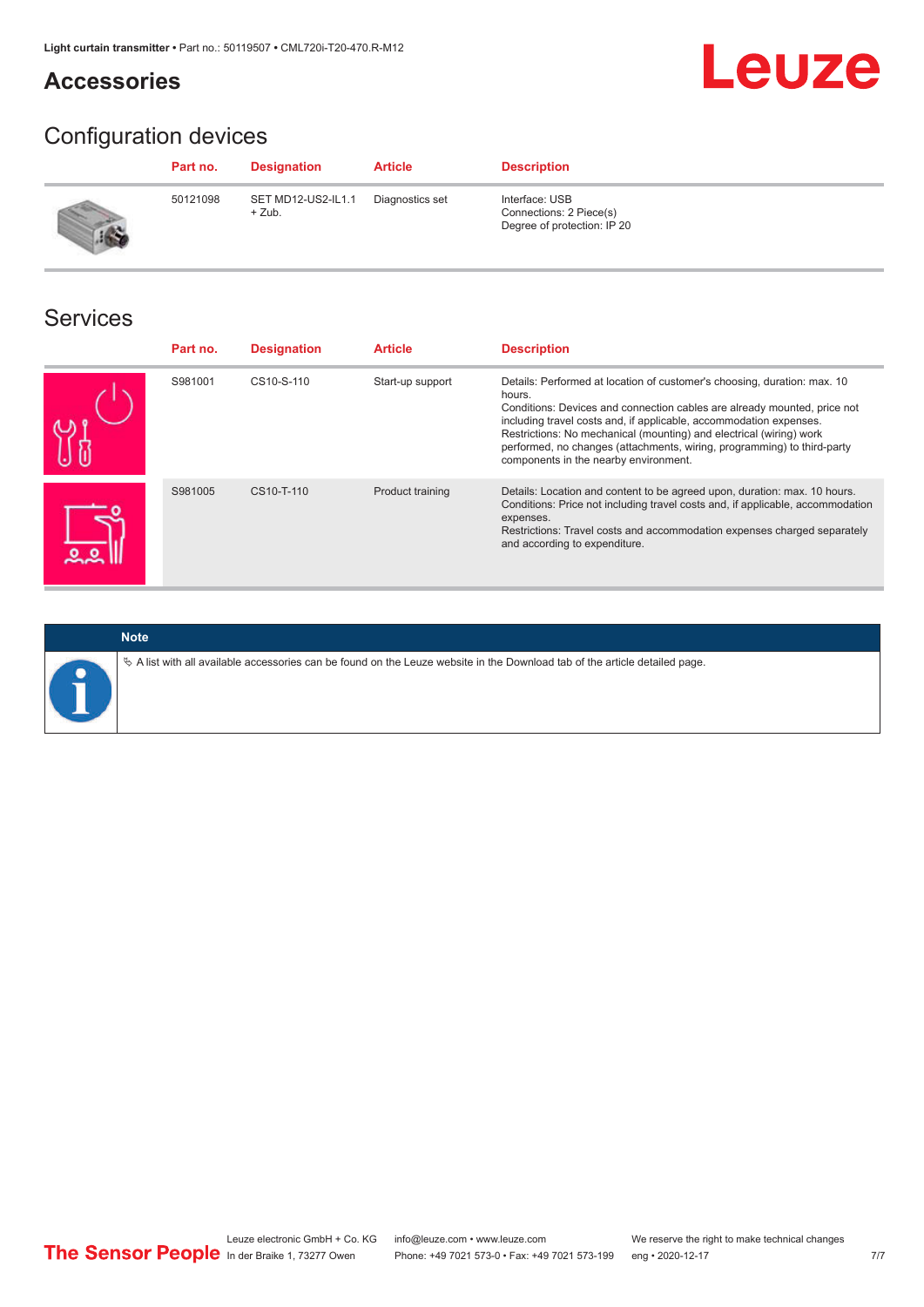# Accessories

## Configuration devices

| | Part no. | Designation | Article | Description |
|---|---|---|---|---|
| | 50121098 | SET MD12-US2-IL1.1 + Zub. | Diagnostics set | Interface: USB<br>Connections: 2 Piece(s)<br>Degree of protection: IP 20 |

## Services

| | Part no. | Designation | Article | Description |
|---|---|---|---|---|
| | S981001 | CS10-S-110 | Start-up support | Details: Performed at location of customer's choosing, duration: max. 10 hours.<br>Conditions: Devices and connection cables are already mounted, price not including travel costs and, if applicable, accommodation expenses.<br>Restrictions: No mechanical (mounting) and electrical (wiring) work performed, no changes (attachments, wiring, programming) to third-party components in the nearby environment. |
| | S981005 | CS10-T-110 | Product training | Details: Location and content to be agreed upon, duration: max. 10 hours.<br>Conditions: Price not including travel costs and, if applicable, accommodation expenses.<br>Restrictions: Travel costs and accommodation expenses charged separately and according to expenditure. |

**Note**

↳ A list with all available accessories can be found on the Leuze website in the Download tab of the article detailed page.